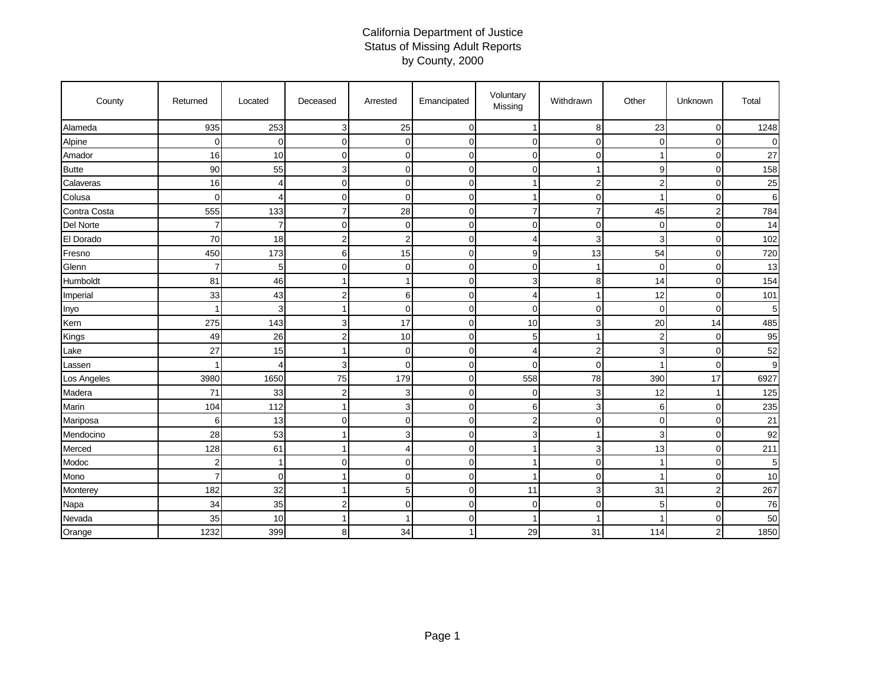# California Department of Justice
## Status of Missing Adult Reports
## by County, 2000

| County | Returned | Located | Deceased | Arrested | Emancipated | Voluntary Missing | Withdrawn | Other | Unknown | Total |
|---|---|---|---|---|---|---|---|---|---|---|
| Alameda | 935 | 253 | 3 | 25 | 0 | 1 | 8 | 23 | 0 | 1248 |
| Alpine | 0 | 0 | 0 | 0 | 0 | 0 | 0 | 0 | 0 | 0 |
| Amador | 16 | 10 | 0 | 0 | 0 | 0 | 0 | 1 | 0 | 27 |
| Butte | 90 | 55 | 3 | 0 | 0 | 0 | 1 | 9 | 0 | 158 |
| Calaveras | 16 | 4 | 0 | 0 | 0 | 1 | 2 | 2 | 0 | 25 |
| Colusa | 0 | 4 | 0 | 0 | 0 | 1 | 0 | 1 | 0 | 6 |
| Contra Costa | 555 | 133 | 7 | 28 | 0 | 7 | 7 | 45 | 2 | 784 |
| Del Norte | 7 | 7 | 0 | 0 | 0 | 0 | 0 | 0 | 0 | 14 |
| El Dorado | 70 | 18 | 2 | 2 | 0 | 4 | 3 | 3 | 0 | 102 |
| Fresno | 450 | 173 | 6 | 15 | 0 | 9 | 13 | 54 | 0 | 720 |
| Glenn | 7 | 5 | 0 | 0 | 0 | 0 | 1 | 0 | 0 | 13 |
| Humboldt | 81 | 46 | 1 | 1 | 0 | 3 | 8 | 14 | 0 | 154 |
| Imperial | 33 | 43 | 2 | 6 | 0 | 4 | 1 | 12 | 0 | 101 |
| Inyo | 1 | 3 | 1 | 0 | 0 | 0 | 0 | 0 | 0 | 5 |
| Kern | 275 | 143 | 3 | 17 | 0 | 10 | 3 | 20 | 14 | 485 |
| Kings | 49 | 26 | 2 | 10 | 0 | 5 | 1 | 2 | 0 | 95 |
| Lake | 27 | 15 | 1 | 0 | 0 | 4 | 2 | 3 | 0 | 52 |
| Lassen | 1 | 4 | 3 | 0 | 0 | 0 | 0 | 1 | 0 | 9 |
| Los Angeles | 3980 | 1650 | 75 | 179 | 0 | 558 | 78 | 390 | 17 | 6927 |
| Madera | 71 | 33 | 2 | 3 | 0 | 0 | 3 | 12 | 1 | 125 |
| Marin | 104 | 112 | 1 | 3 | 0 | 6 | 3 | 6 | 0 | 235 |
| Mariposa | 6 | 13 | 0 | 0 | 0 | 2 | 0 | 0 | 0 | 21 |
| Mendocino | 28 | 53 | 1 | 3 | 0 | 3 | 1 | 3 | 0 | 92 |
| Merced | 128 | 61 | 1 | 4 | 0 | 1 | 3 | 13 | 0 | 211 |
| Modoc | 2 | 1 | 0 | 0 | 0 | 1 | 0 | 1 | 0 | 5 |
| Mono | 7 | 0 | 1 | 0 | 0 | 1 | 0 | 1 | 0 | 10 |
| Monterey | 182 | 32 | 1 | 5 | 0 | 11 | 3 | 31 | 2 | 267 |
| Napa | 34 | 35 | 2 | 0 | 0 | 0 | 0 | 5 | 0 | 76 |
| Nevada | 35 | 10 | 1 | 1 | 0 | 1 | 1 | 1 | 0 | 50 |
| Orange | 1232 | 399 | 8 | 34 | 1 | 29 | 31 | 114 | 2 | 1850 |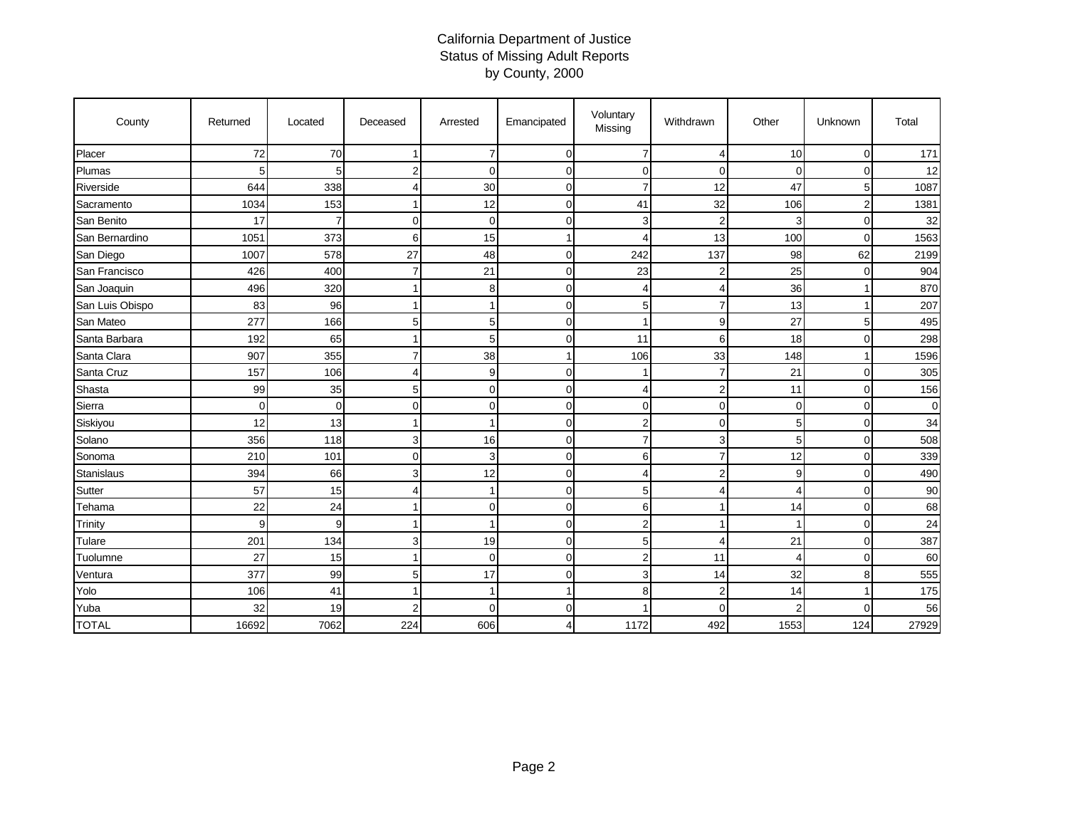# California Department of Justice
## Status of Missing Adult Reports
## by County, 2000

| County | Returned | Located | Deceased | Arrested | Emancipated | Voluntary Missing | Withdrawn | Other | Unknown | Total |
|---|---|---|---|---|---|---|---|---|---|---|
| Placer | 72 | 70 | 1 | 7 | 0 | 7 | 4 | 10 | 0 | 171 |
| Plumas | 5 | 5 | 2 | 0 | 0 | 0 | 0 | 0 | 0 | 12 |
| Riverside | 644 | 338 | 4 | 30 | 0 | 7 | 12 | 47 | 5 | 1087 |
| Sacramento | 1034 | 153 | 1 | 12 | 0 | 41 | 32 | 106 | 2 | 1381 |
| San Benito | 17 | 7 | 0 | 0 | 0 | 3 | 2 | 3 | 0 | 32 |
| San Bernardino | 1051 | 373 | 6 | 15 | 1 | 4 | 13 | 100 | 0 | 1563 |
| San Diego | 1007 | 578 | 27 | 48 | 0 | 242 | 137 | 98 | 62 | 2199 |
| San Francisco | 426 | 400 | 7 | 21 | 0 | 23 | 2 | 25 | 0 | 904 |
| San Joaquin | 496 | 320 | 1 | 8 | 0 | 4 | 4 | 36 | 1 | 870 |
| San Luis Obispo | 83 | 96 | 1 | 1 | 0 | 5 | 7 | 13 | 1 | 207 |
| San Mateo | 277 | 166 | 5 | 5 | 0 | 1 | 9 | 27 | 5 | 495 |
| Santa Barbara | 192 | 65 | 1 | 5 | 0 | 11 | 6 | 18 | 0 | 298 |
| Santa Clara | 907 | 355 | 7 | 38 | 1 | 106 | 33 | 148 | 1 | 1596 |
| Santa Cruz | 157 | 106 | 4 | 9 | 0 | 1 | 7 | 21 | 0 | 305 |
| Shasta | 99 | 35 | 5 | 0 | 0 | 4 | 2 | 11 | 0 | 156 |
| Sierra | 0 | 0 | 0 | 0 | 0 | 0 | 0 | 0 | 0 | 0 |
| Siskiyou | 12 | 13 | 1 | 1 | 0 | 2 | 0 | 5 | 0 | 34 |
| Solano | 356 | 118 | 3 | 16 | 0 | 7 | 3 | 5 | 0 | 508 |
| Sonoma | 210 | 101 | 0 | 3 | 0 | 6 | 7 | 12 | 0 | 339 |
| Stanislaus | 394 | 66 | 3 | 12 | 0 | 4 | 2 | 9 | 0 | 490 |
| Sutter | 57 | 15 | 4 | 1 | 0 | 5 | 4 | 4 | 0 | 90 |
| Tehama | 22 | 24 | 1 | 0 | 0 | 6 | 1 | 14 | 0 | 68 |
| Trinity | 9 | 9 | 1 | 1 | 0 | 2 | 1 | 1 | 0 | 24 |
| Tulare | 201 | 134 | 3 | 19 | 0 | 5 | 4 | 21 | 0 | 387 |
| Tuolumne | 27 | 15 | 1 | 0 | 0 | 2 | 11 | 4 | 0 | 60 |
| Ventura | 377 | 99 | 5 | 17 | 0 | 3 | 14 | 32 | 8 | 555 |
| Yolo | 106 | 41 | 1 | 1 | 1 | 8 | 2 | 14 | 1 | 175 |
| Yuba | 32 | 19 | 2 | 0 | 0 | 1 | 0 | 2 | 0 | 56 |
| TOTAL | 16692 | 7062 | 224 | 606 | 4 | 1172 | 492 | 1553 | 124 | 27929 |